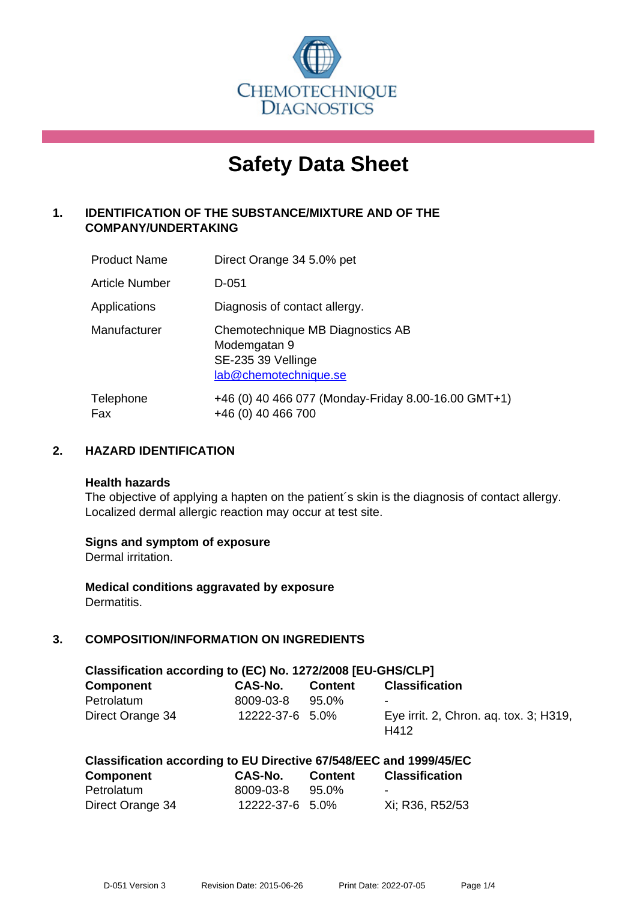CHEMOTECHNIQUE DIAGNOSTICS

# Safety Data Sheet

## 1. IDENTIFICATION OF THE SUBSTANCE/MIXTURE AND OF THE COMPANY/UNDERTAKING

| | |
|---|---|
| Product Name | Direct Orange 34 5.0% pet |
| Article Number | D-051 |
| Applications | Diagnosis of contact allergy. |
| Manufacturer | Chemotechnique MB Diagnostics AB<br>Modemgatan 9<br>SE-235 39 Vellinge<br>lab@chemotechnique.se |
| Telephone<br>Fax | +46 (0) 40 466 077 (Monday-Friday 8.00-16.00 GMT+1)<br>+46 (0) 40 466 700 |

## 2. HAZARD IDENTIFICATION

**Health hazards**
The objective of applying a hapten on the patient´s skin is the diagnosis of contact allergy. Localized dermal allergic reaction may occur at test site.

**Signs and symptom of exposure**
Dermal irritation.

**Medical conditions aggravated by exposure**
Dermatitis.

## 3. COMPOSITION/INFORMATION ON INGREDIENTS

**Classification according to (EC) No. 1272/2008 [EU-GHS/CLP]**

| Component | CAS-No. | Content | Classification |
|---|---|---|---|
| Petrolatum | 8009-03-8 | 95.0% | - |
| Direct Orange 34 | 12222-37-6 | 5.0% | Eye irrit. 2, Chron. aq. tox. 3; H319, H412 |

**Classification according to EU Directive 67/548/EEC and 1999/45/EC**

| Component | CAS-No. | Content | Classification |
|---|---|---|---|
| Petrolatum | 8009-03-8 | 95.0% | - |
| Direct Orange 34 | 12222-37-6 | 5.0% | Xi; R36, R52/53 |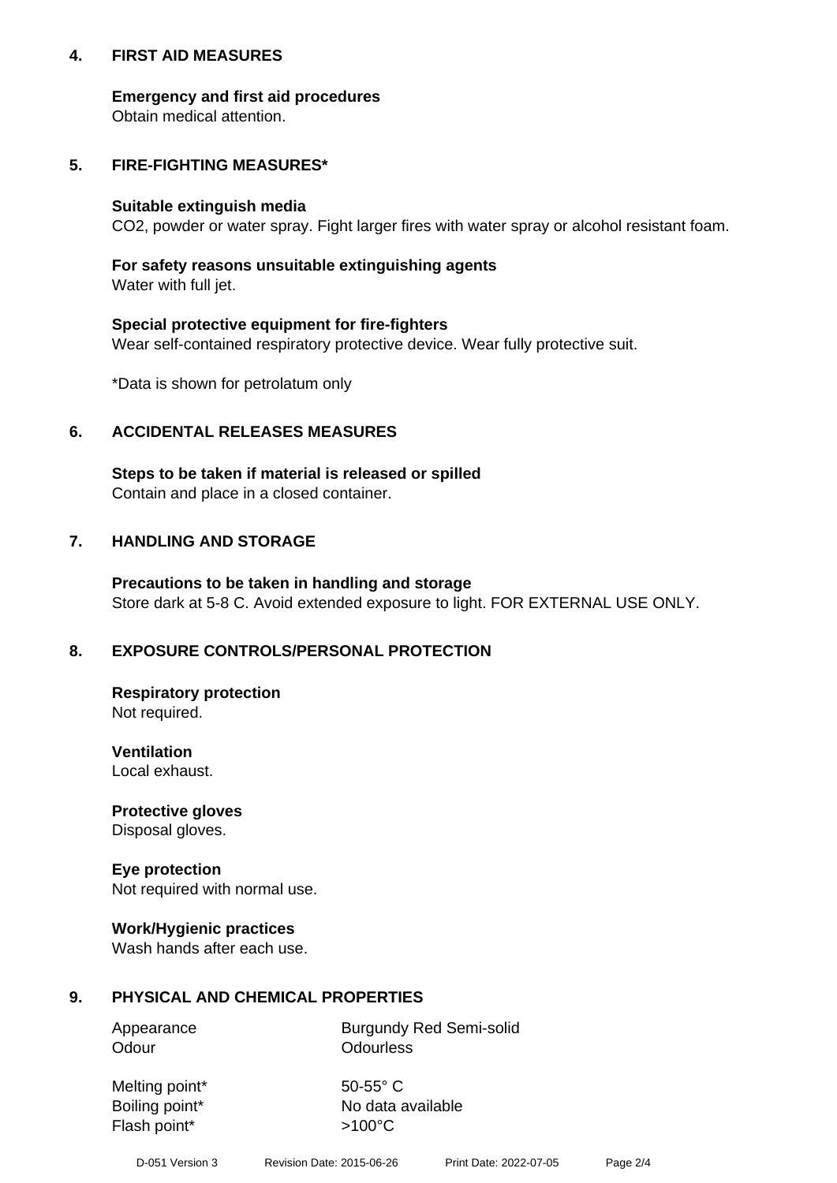## 4. FIRST AID MEASURES

**Emergency and first aid procedures**
Obtain medical attention.

## 5. FIRE-FIGHTING MEASURES*

**Suitable extinguish media**
$CO_2$, powder or water spray. Fight larger fires with water spray or alcohol resistant foam.

**For safety reasons unsuitable extinguishing agents**
Water with full jet.

**Special protective equipment for fire-fighters**
Wear self-contained respiratory protective device. Wear fully protective suit.

*Data is shown for petrolatum only

## 6. ACCIDENTAL RELEASES MEASURES

**Steps to be taken if material is released or spilled**
Contain and place in a closed container.

## 7. HANDLING AND STORAGE

**Precautions to be taken in handling and storage**
Store dark at 5-8 C. Avoid extended exposure to light. FOR EXTERNAL USE ONLY.

## 8. EXPOSURE CONTROLS/PERSONAL PROTECTION

**Respiratory protection**
Not required.

**Ventilation**
Local exhaust.

**Protective gloves**
Disposal gloves.

**Eye protection**
Not required with normal use.

**Work/Hygienic practices**
Wash hands after each use.

## 9. PHYSICAL AND CHEMICAL PROPERTIES

| | |
|---|---|
| Appearance | Burgundy Red Semi-solid |
| Odour | Odourless |
| Melting point* | 50-55° C |
| Boiling point* | No data available |
| Flash point* | >100°C |

D-051 Version 3 Revision Date: 2015-06-26 Print Date: 2022-07-05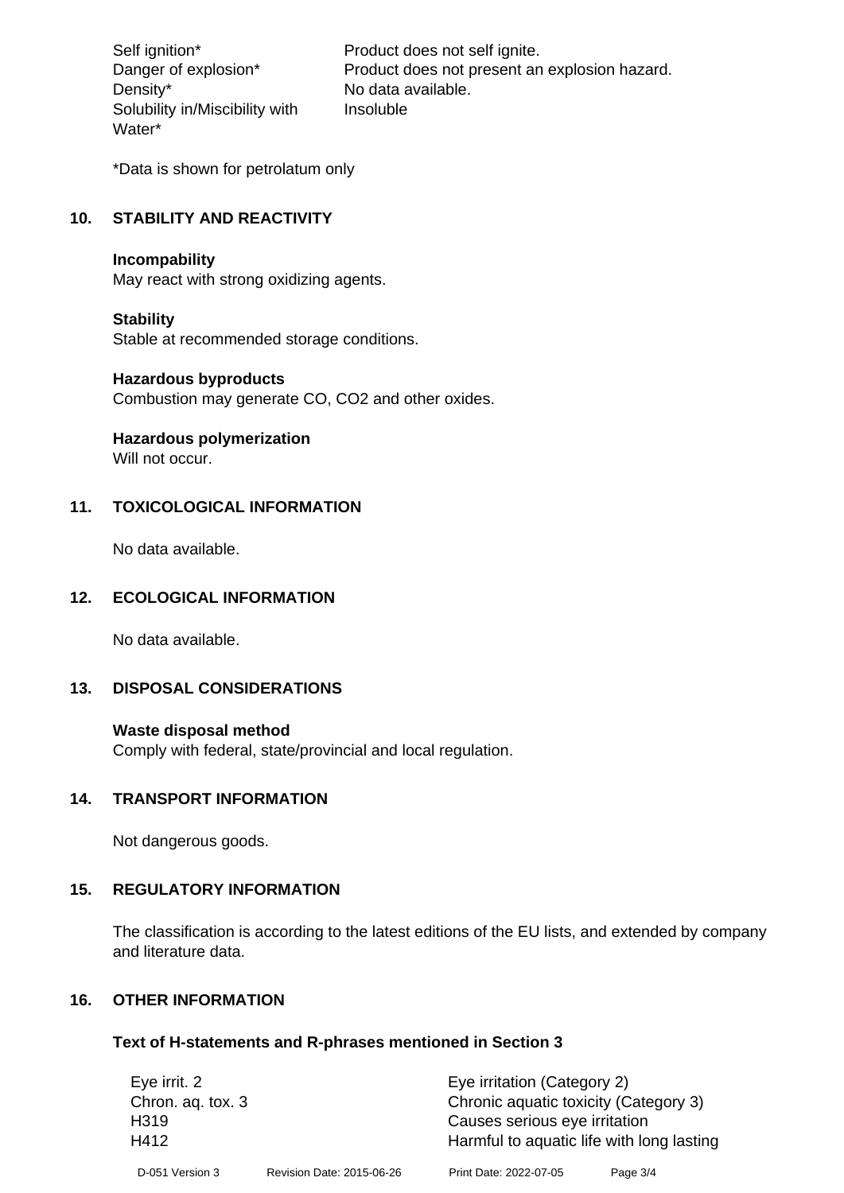| | |
|---|---|
| Self ignition* | Product does not self ignite. |
| Danger of explosion* | Product does not present an explosion hazard. |
| Density* | No data available. |
| Solubility in/Miscibility with Water* | Insoluble |

*Data is shown for petrolatum only

## 10. STABILITY AND REACTIVITY

**Incompability**
May react with strong oxidizing agents.

**Stability**
Stable at recommended storage conditions.

**Hazardous byproducts**
Combustion may generate CO, $CO_2$ and other oxides.

**Hazardous polymerization**
Will not occur.

## 11. TOXICOLOGICAL INFORMATION

No data available.

## 12. ECOLOGICAL INFORMATION

No data available.

## 13. DISPOSAL CONSIDERATIONS

**Waste disposal method**
Comply with federal, state/provincial and local regulation.

## 14. TRANSPORT INFORMATION

Not dangerous goods.

## 15. REGULATORY INFORMATION

The classification is according to the latest editions of the EU lists, and extended by company and literature data.

## 16. OTHER INFORMATION

### Text of H-statements and R-phrases mentioned in Section 3

| | |
|---|---|
| Eye irrit. 2 | Eye irritation (Category 2) |
| Chron. aq. tox. 3 | Chronic aquatic toxicity (Category 3) |
| H319 | Causes serious eye irritation |
| H412 | Harmful to aquatic life with long lasting |

D-051 Version 3 Revision Date: 2015-06-26 Print Date: 2022-07-05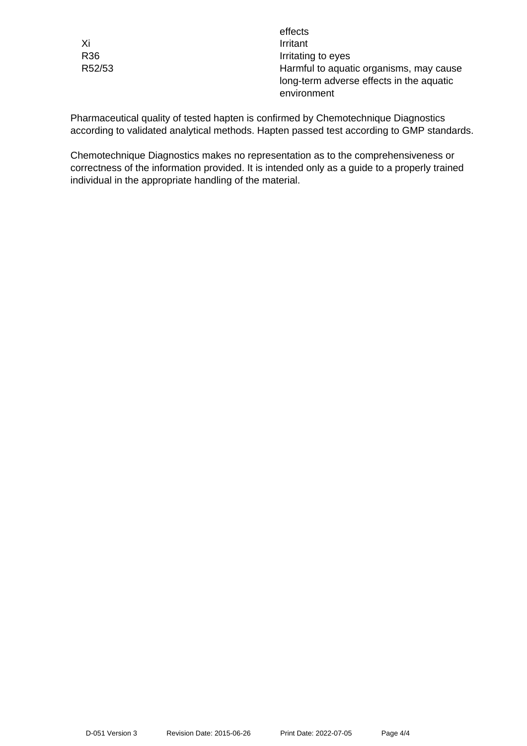| | |
|---|---|
| | effects |
| Xi | Irritant |
| R36 | Irritating to eyes |
| R52/53 | Harmful to aquatic organisms, may cause long-term adverse effects in the aquatic environment |

Pharmaceutical quality of tested hapten is confirmed by Chemotechnique Diagnostics according to validated analytical methods. Hapten passed test according to GMP standards.

Chemotechnique Diagnostics makes no representation as to the comprehensiveness or correctness of the information provided. It is intended only as a guide to a properly trained individual in the appropriate handling of the material.